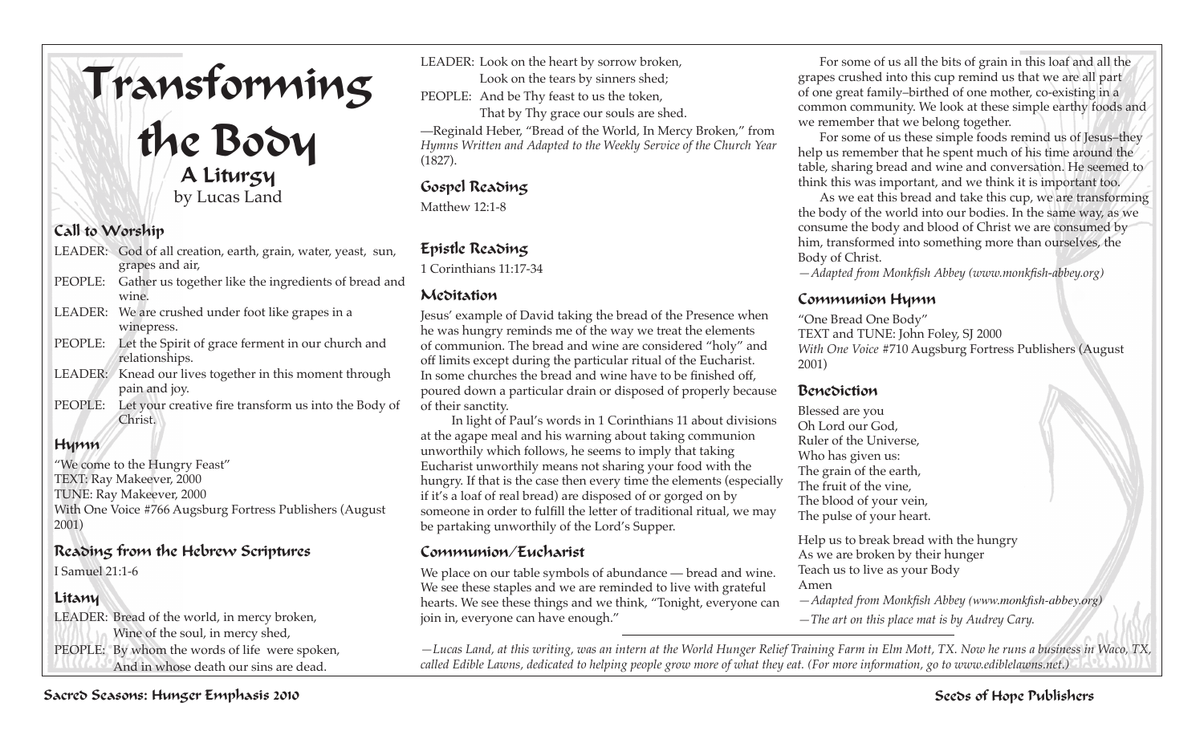# Transforming the Body

## A Liturgy

by Lucas Land

### Call to Worship

LEADER: God of all creation, earth, grain, water, yeast, sun, grapes and air,
PEOPLE: Gather us together like the ingredients of bread and wine.
LEADER: We are crushed under foot like grapes in a winepress.
PEOPLE: Let the Spirit of grace ferment in our church and relationships.
LEADER: Knead our lives together in this moment through pain and joy.
PEOPLE: Let your creative fire transform us into the Body of Christ.

### Hymn

"We come to the Hungry Feast"
TEXT: Ray Makeever, 2000
TUNE: Ray Makeever, 2000
With One Voice #766 Augsburg Fortress Publishers (August 2001)

### Reading from the Hebrew Scriptures

I Samuel 21:1-6

### Litany

LEADER: Bread of the world, in mercy broken,
Wine of the soul, in mercy shed,
PEOPLE: By whom the words of life were spoken,
And in whose death our sins are dead.
LEADER: Look on the heart by sorrow broken,
Look on the tears by sinners shed;
PEOPLE: And be Thy feast to us the token,
That by Thy grace our souls are shed.

—Reginald Heber, "Bread of the World, In Mercy Broken," from *Hymns Written and Adapted to the Weekly Service of the Church Year* (1827).

### Gospel Reading

Matthew 12:1-8

### Epistle Reading

1 Corinthians 11:17-34

### Meditation

Jesus' example of David taking the bread of the Presence when he was hungry reminds me of the way we treat the elements of communion. The bread and wine are considered "holy" and off limits except during the particular ritual of the Eucharist. In some churches the bread and wine have to be finished off, poured down a particular drain or disposed of properly because of their sanctity.

In light of Paul's words in 1 Corinthians 11 about divisions at the agape meal and his warning about taking communion unworthily which follows, he seems to imply that taking Eucharist unworthily means not sharing your food with the hungry. If that is the case then every time the elements (especially if it's a loaf of real bread) are disposed of or gorged on by someone in order to fulfill the letter of traditional ritual, we may be partaking unworthily of the Lord's Supper.

### Communion/Eucharist

We place on our table symbols of abundance — bread and wine. We see these staples and we are reminded to live with grateful hearts. We see these things and we think, "Tonight, everyone can join in, everyone can have enough."

For some of us all the bits of grain in this loaf and all the grapes crushed into this cup remind us that we are all part of one great family–birthed of one mother, co-existing in a common community. We look at these simple earthy foods and we remember that we belong together.

For some of us these simple foods remind us of Jesus–they help us remember that he spent much of his time around the table, sharing bread and wine and conversation. He seemed to think this was important, and we think it is important too.

As we eat this bread and take this cup, we are transforming the body of the world into our bodies. In the same way, as we consume the body and blood of Christ we are consumed by him, transformed into something more than ourselves, the Body of Christ.

*—Adapted from Monkfish Abbey (www.monkfish-abbey.org)*

### Communion Hymn

"One Bread One Body"
TEXT and TUNE: John Foley, SJ 2000
*With One Voice* #710 Augsburg Fortress Publishers (August 2001)

### Benediction

Blessed are you
Oh Lord our God,
Ruler of the Universe,
Who has given us:
The grain of the earth,
The fruit of the vine,
The blood of your vein,
The pulse of your heart.

Help us to break bread with the hungry
As we are broken by their hunger
Teach us to live as your Body
Amen

*—Adapted from Monkfish Abbey (www.monkfish-abbey.org)*

*—The art on this place mat is by Audrey Cary.*

---

*—Lucas Land, at this writing, was an intern at the World Hunger Relief Training Farm in Elm Mott, TX. Now he runs a business in Waco, TX, called Edible Lawns, dedicated to helping people grow more of what they eat. (For more information, go to www.ediblelawns.net.)*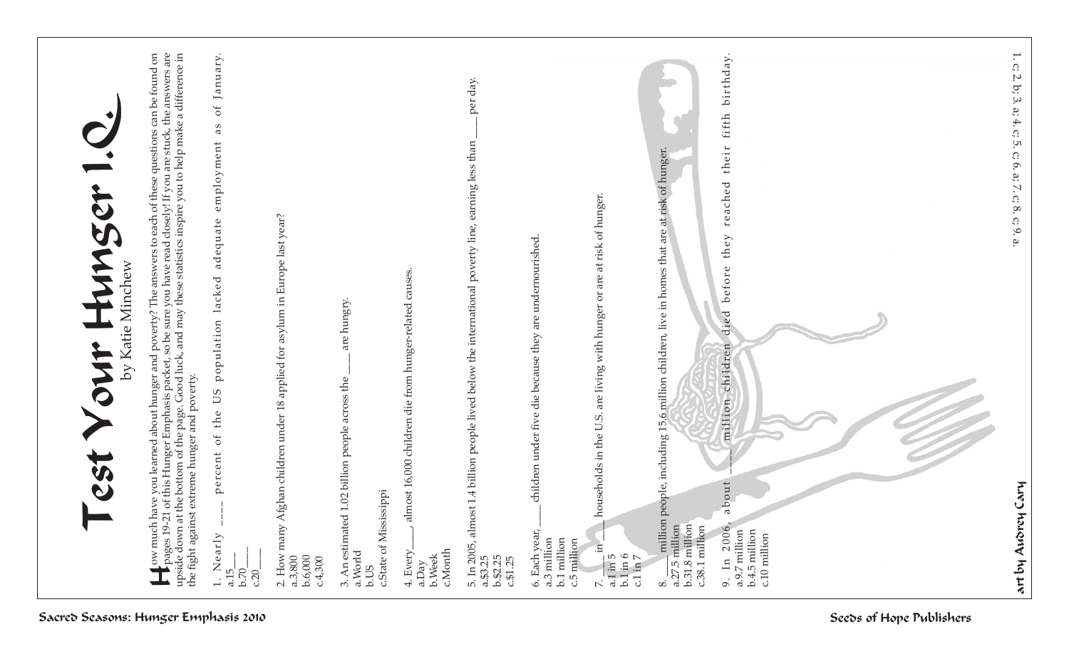# Test Your Hunger I.Q.

by Katie Minchew

How much have you learned about hunger and poverty? The answers to each of these questions can be found on pages 19-21 of this Hunger Emphasis packet, so be sure you have read closely! If you are stuck, the answers are upside down at the bottom of the page. Good luck, and may these statistics inspire you to help make a difference in the fight against extreme hunger and poverty.

1. Nearly ____ percent of the US population lacked adequate employment as of January.
a.15___
b.70___
c.20___

2. How many Afghan children under 18 applied for asylum in Europe last year?
a.3,800
b.6,000
c.4,300

3. An estimated 1.02 billion people across the ____ are hungry.
a.World
b.US
c.State of Mississippi

4. Every____, almost 16,000 children die from hunger-related causes.
a.Day
b.Week
c.Month

5. In 2005, almost 1.4 billion people lived below the international poverty line, earning less than ____ per day.
a.$3.25
b.$2.25
c.$1.25

6. Each year, ____children under five die because they are undernourished.
a.3 million
b.1 million
c.5 million

7. ____in____ households in the U.S. are living with hunger or are at risk of hunger.
a.1 in 5
b.1 in 6
c.1 in 7

8. ____million people, including 15.6 million children, live in homes that are at risk of hunger.
a.27.5 million
b.31.8 million
c.38.1 million

9. In 2006, about ____ million children died before they reached their fifth birthday.
a.9.7 million
b.4.5 million
c.10 million

1. c; 2. b; 3. a; 4. c; 5. c; 6. a; 7. c; 8. c; 9. a.

art by Audrey Cary